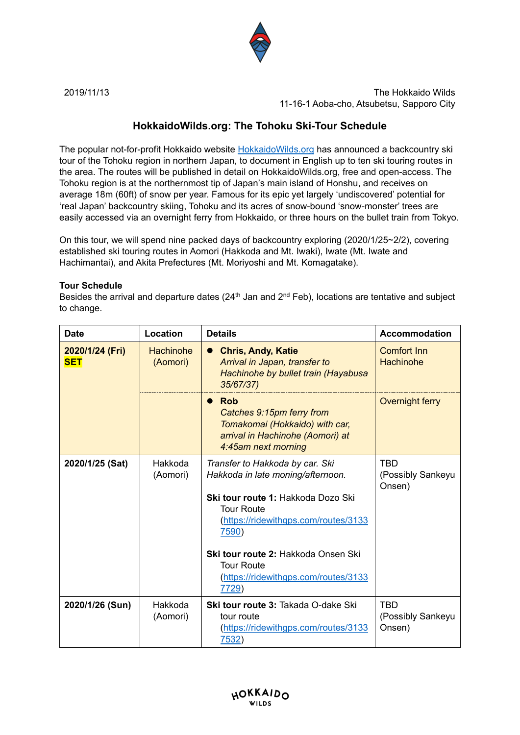2019/11/13

The Hokkaido Wilds
11-16-1 Aoba-cho, Atsubetsu, Sapporo City

## HokkaidoWilds.org: The Tohoku Ski-Tour Schedule

The popular not-for-profit Hokkaido website HokkaidoWilds.org has announced a backcountry ski tour of the Tohoku region in northern Japan, to document in English up to ten ski touring routes in the area. The routes will be published in detail on HokkaidoWilds.org, free and open-access. The Tohoku region is at the northernmost tip of Japan's main island of Honshu, and receives on average 18m (60ft) of snow per year. Famous for its epic yet largely 'undiscovered' potential for 'real Japan' backcountry skiing, Tohoku and its acres of snow-bound 'snow-monster' trees are easily accessed via an overnight ferry from Hokkaido, or three hours on the bullet train from Tokyo.

On this tour, we will spend nine packed days of backcountry exploring (2020/1/25~2/2), covering established ski touring routes in Aomori (Hakkoda and Mt. Iwaki), Iwate (Mt. Iwate and Hachimantai), and Akita Prefectures (Mt. Moriyoshi and Mt. Komagatake).

**Tour Schedule**
Besides the arrival and departure dates (24th Jan and 2nd Feb), locations are tentative and subject to change.

| Date | Location | Details | Accommodation |
|---|---|---|---|
| **2020/1/24 (Fri) SET** | Hachinohe (Aomori) | • **Chris, Andy, Katie** *Arrival in Japan, transfer to Hachinohe by bullet train (Hayabusa 35/67/37)* | Comfort Inn Hachinohe |
| | | • **Rob** *Catches 9:15pm ferry from Tomakomai (Hokkaido) with car, arrival in Hachinohe (Aomori) at 4:45am next morning* | Overnight ferry |
| **2020/1/25 (Sat)** | Hakkoda (Aomori) | *Transfer to Hakkoda by car. Ski Hakkoda in late moning/afternoon.* **Ski tour route 1:** Hakkoda Dozo Ski Tour Route (https://ridewithgps.com/routes/31337590) **Ski tour route 2:** Hakkoda Onsen Ski Tour Route (https://ridewithgps.com/routes/31337729) | TBD (Possibly Sankeyu Onsen) |
| **2020/1/26 (Sun)** | Hakkoda (Aomori) | **Ski tour route 3:** Takada O-dake Ski tour route (https://ridewithgps.com/routes/31337532) | TBD (Possibly Sankeyu Onsen) |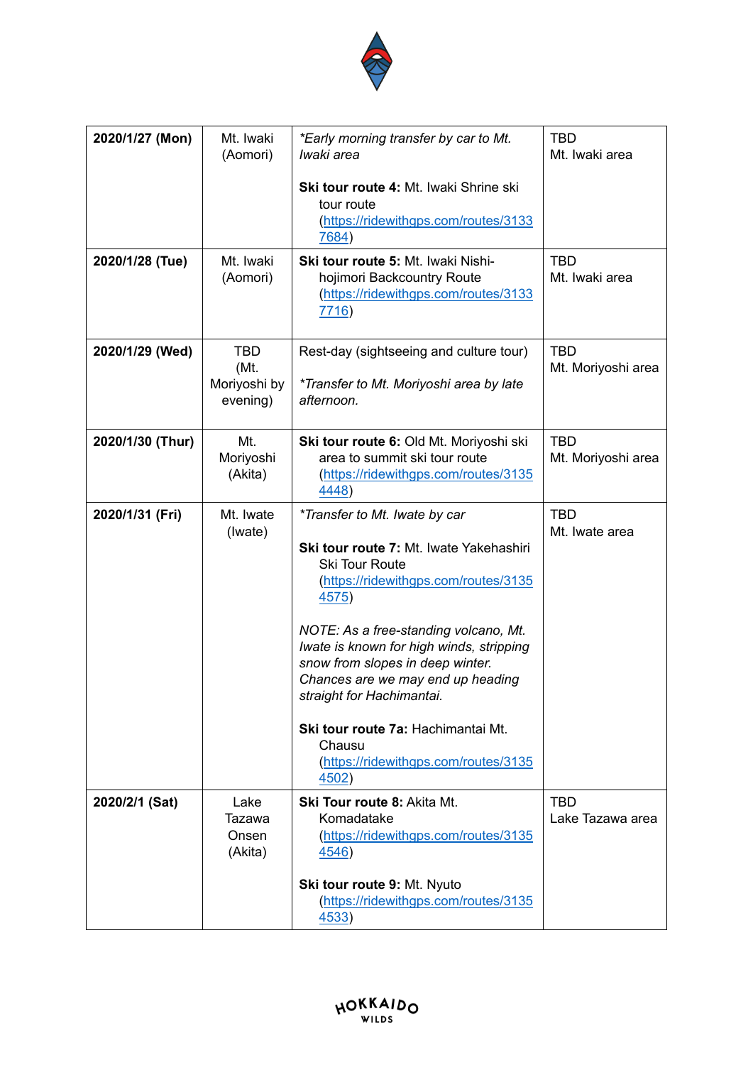| 2020/1/27 (Mon) | Mt. Iwaki (Aomori) | *Early morning transfer by car to Mt. Iwaki area*<br><br>**Ski tour route 4:** Mt. Iwaki Shrine ski tour route (https://ridewithgps.com/routes/31337684) | TBD<br>Mt. Iwaki area |
|---|---|---|---|
| **2020/1/28 (Tue)** | Mt. Iwaki (Aomori) | **Ski tour route 5:** Mt. Iwaki Nishi-hojimori Backcountry Route (https://ridewithgps.com/routes/31337716) | TBD<br>Mt. Iwaki area |
| **2020/1/29 (Wed)** | TBD (Mt. Moriyoshi by evening) | Rest-day (sightseeing and culture tour)<br><br>*Transfer to Mt. Moriyoshi area by late afternoon.* | TBD<br>Mt. Moriyoshi area |
| **2020/1/30 (Thur)** | Mt. Moriyoshi (Akita) | **Ski tour route 6:** Old Mt. Moriyoshi ski area to summit ski tour route (https://ridewithgps.com/routes/31354448) | TBD<br>Mt. Moriyoshi area |
| **2020/1/31 (Fri)** | Mt. Iwate (Iwate) | *Transfer to Mt. Iwate by car*<br><br>**Ski tour route 7:** Mt. Iwate Yakehashiri Ski Tour Route (https://ridewithgps.com/routes/31354575)<br><br>*NOTE: As a free-standing volcano, Mt. Iwate is known for high winds, stripping snow from slopes in deep winter. Chances are we may end up heading straight for Hachimantai.*<br><br>**Ski tour route 7a:** Hachimantai Mt. Chausu (https://ridewithgps.com/routes/31354502) | TBD<br>Mt. Iwate area |
| **2020/2/1 (Sat)** | Lake Tazawa Onsen (Akita) | **Ski Tour route 8:** Akita Mt. Komadatake (https://ridewithgps.com/routes/31354546)<br><br>**Ski tour route 9:** Mt. Nyuto (https://ridewithgps.com/routes/31354533) | TBD<br>Lake Tazawa area |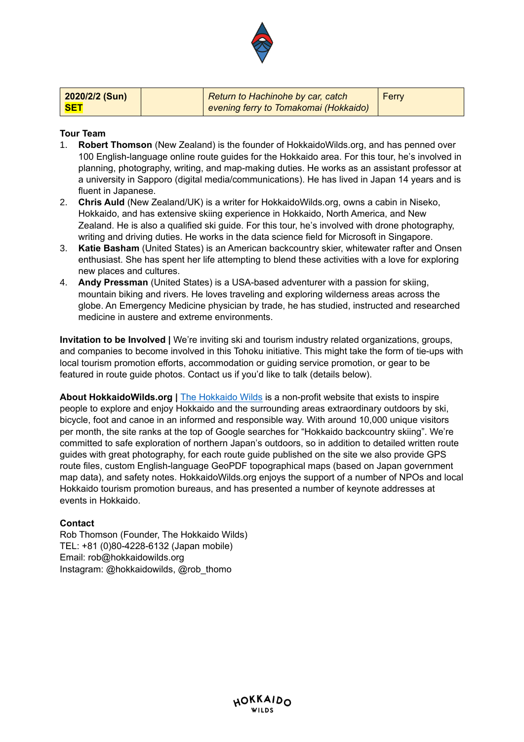| | | | |
|---|---|---|---|
| **2020/2/2 (Sun)** **SET** | | *Return to Hachinohe by car, catch evening ferry to Tomakomai (Hokkaido)* | Ferry |

**Tour Team**

1. **Robert Thomson** (New Zealand) is the founder of HokkaidoWilds.org, and has penned over 100 English-language online route guides for the Hokkaido area. For this tour, he's involved in planning, photography, writing, and map-making duties. He works as an assistant professor at a university in Sapporo (digital media/communications). He has lived in Japan 14 years and is fluent in Japanese.
2. **Chris Auld** (New Zealand/UK) is a writer for HokkaidoWilds.org, owns a cabin in Niseko, Hokkaido, and has extensive skiing experience in Hokkaido, North America, and New Zealand. He is also a qualified ski guide. For this tour, he's involved with drone photography, writing and driving duties. He works in the data science field for Microsoft in Singapore.
3. **Katie Basham** (United States) is an American backcountry skier, whitewater rafter and Onsen enthusiast. She has spent her life attempting to blend these activities with a love for exploring new places and cultures.
4. **Andy Pressman** (United States) is a USA-based adventurer with a passion for skiing, mountain biking and rivers. He loves traveling and exploring wilderness areas across the globe. An Emergency Medicine physician by trade, he has studied, instructed and researched medicine in austere and extreme environments.

**Invitation to be Involved |** We're inviting ski and tourism industry related organizations, groups, and companies to become involved in this Tohoku initiative. This might take the form of tie-ups with local tourism promotion efforts, accommodation or guiding service promotion, or gear to be featured in route guide photos. Contact us if you'd like to talk (details below).

**About HokkaidoWilds.org |** The Hokkaido Wilds is a non-profit website that exists to inspire people to explore and enjoy Hokkaido and the surrounding areas extraordinary outdoors by ski, bicycle, foot and canoe in an informed and responsible way. With around 10,000 unique visitors per month, the site ranks at the top of Google searches for "Hokkaido backcountry skiing". We're committed to safe exploration of northern Japan's outdoors, so in addition to detailed written route guides with great photography, for each route guide published on the site we also provide GPS route files, custom English-language GeoPDF topographical maps (based on Japan government map data), and safety notes. HokkaidoWilds.org enjoys the support of a number of NPOs and local Hokkaido tourism promotion bureaus, and has presented a number of keynote addresses at events in Hokkaido.

**Contact**

Rob Thomson (Founder, The Hokkaido Wilds)
TEL: +81 (0)80-4228-6132 (Japan mobile)
Email: rob@hokkaidowilds.org
Instagram: @hokkaidowilds, @rob_thomo